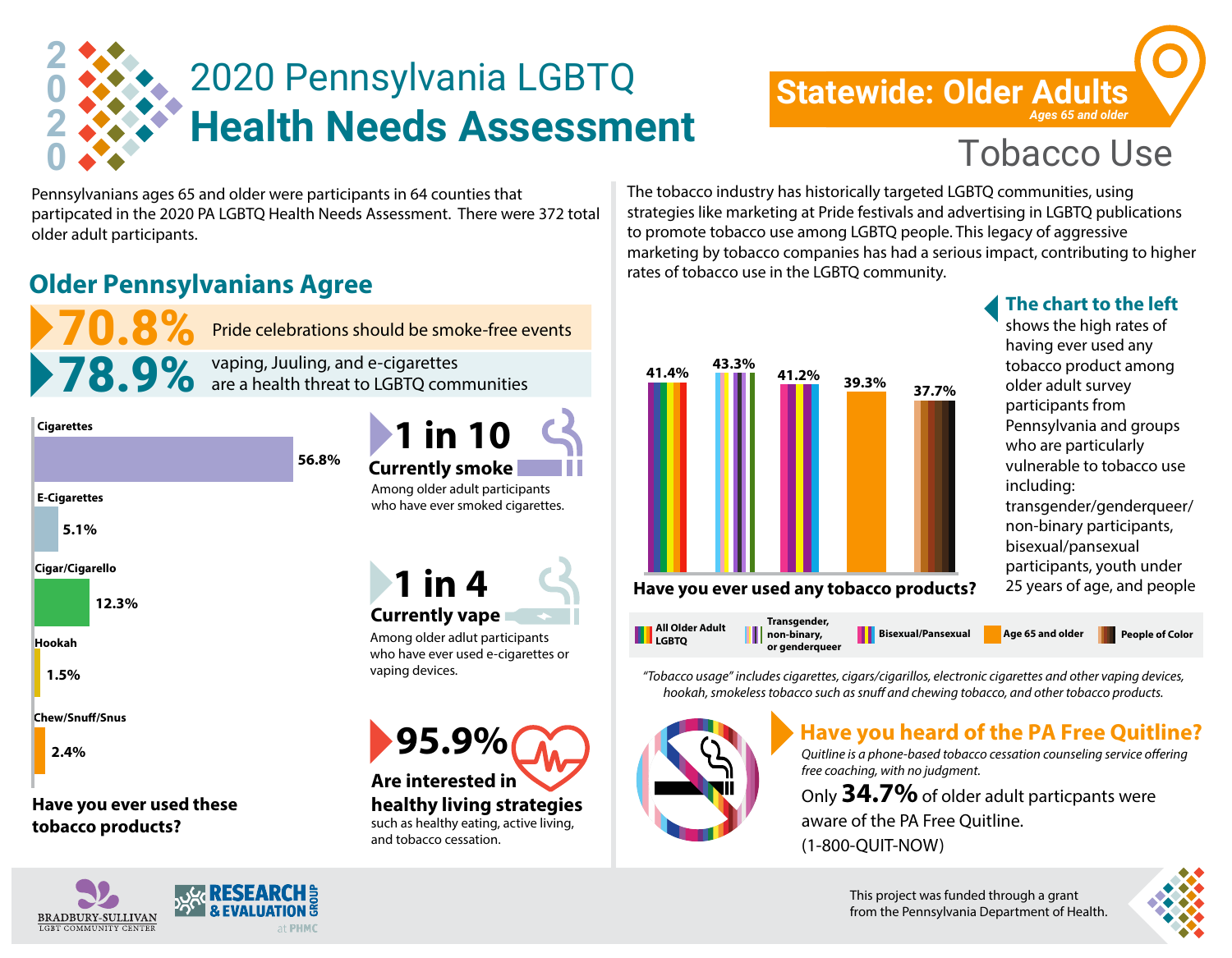# 2020 Pennsylvania LGBTQ Health Needs Assessment

## Statewide: Older Adults

*Ages 65 and older*

## Tobacco Use

Pennsylvanians ages 65 and older were participants in 64 counties that partipcated in the 2020 PA LGBTQ Health Needs Assessment. There were 372 total older adult participants.

The tobacco industry has historically targeted LGBTQ communities, using strategies like marketing at Pride festivals and advertising in LGBTQ publications to promote tobacco use among LGBTQ people. This legacy of aggressive marketing by tobacco companies has had a serious impact, contributing to higher rates of tobacco use in the LGBTQ community.

### Older Pennsylvanians Agree

**70.8%** Pride celebrations should be smoke-free events

**78.9%** vaping, Juuling, and e-cigarettes are a health threat to LGBTQ communities

### Have you ever used these tobacco products?

| Product | Percent |
|---|---|
| Cigarettes | 56.8% |
| E-Cigarettes | 5.1% |
| Cigar/Cigarello | 12.3% |
| Hookah | 1.5% |
| Chew/Snuff/Snus | 2.4% |

**1 in 10 Currently smoke**
Among older adult participants who have ever smoked cigarettes.

**1 in 4 Currently vape**
Among older adlut participants who have ever used e-cigarettes or vaping devices.

**95.9% Are interested in healthy living strategies**
such as healthy eating, active living, and tobacco cessation.

### Have you ever used any tobacco products?

| Group | Percent |
|---|---|
| All Older Adult LGBTQ | 41.4% |
| Transgender, non-binary, or genderqueer | 43.3% |
| Bisexual/Pansexual | 41.2% |
| Age 65 and older | 39.3% |
| People of Color | 37.7% |

**The chart to the left** shows the high rates of having ever used any tobacco product among older adult survey participants from Pennsylvania and groups who are particularly vulnerable to tobacco use including: transgender/genderqueer/ non-binary participants, bisexual/pansexual participants, youth under 25 years of age, and people

*"Tobacco usage" includes cigarettes, cigars/cigarillos, electronic cigarettes and other vaping devices, hookah, smokeless tobacco such as snuff and chewing tobacco, and other tobacco products.*

### Have you heard of the PA Free Quitline?

*Quitline is a phone-based tobacco cessation counseling service offering free coaching, with no judgment.*

Only **34.7%** of older adult particpants were aware of the PA Free Quitline. (1-800-QUIT-NOW)

BRADBURY-SULLIVAN LGBT COMMUNITY CENTER

RESEARCH & EVALUATION GROUP at PHMC

This project was funded through a grant from the Pennsylvania Department of Health.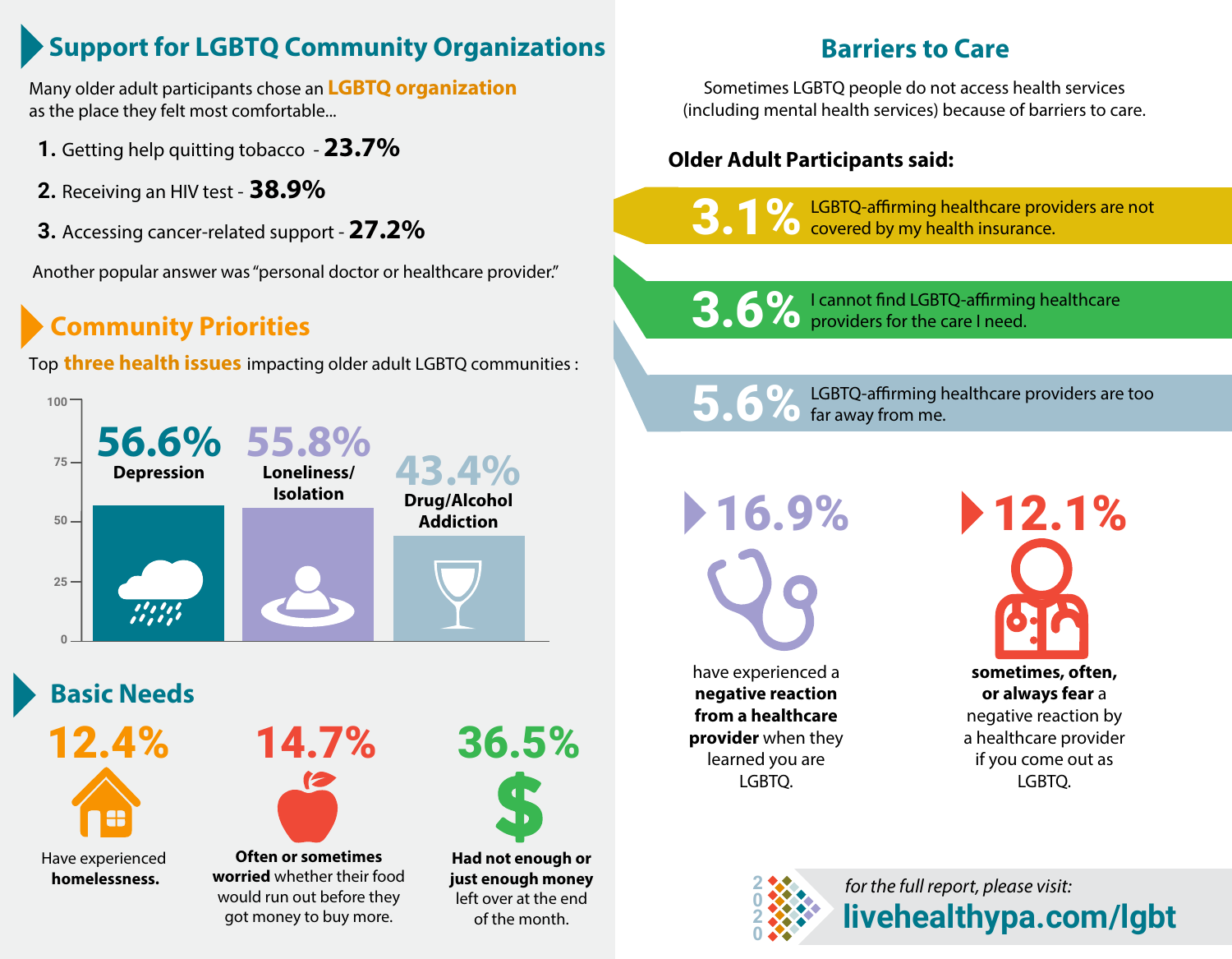## Support for LGBTQ Community Organizations

Many older adult participants chose an **LGBTQ organization** as the place they felt most comfortable...

1. Getting help quitting tobacco - **23.7%**
2. Receiving an HIV test - **38.9%**
3. Accessing cancer-related support - **27.2%**

Another popular answer was "personal doctor or healthcare provider."

## Community Priorities

Top **three health issues** impacting older adult LGBTQ communities :

100
75
50
25
0

**56.6%**
**Depression**

**55.8%**
**Loneliness/ Isolation**

**43.4%**
**Drug/Alcohol Addiction**

## Basic Needs

**12.4%**
Have experienced **homelessness.**

**14.7%**
**Often or sometimes worried** whether their food would run out before they got money to buy more.

**36.5%**
**Had not enough or just enough money** left over at the end of the month.

## Barriers to Care

Sometimes LGBTQ people do not access health services (including mental health services) because of barriers to care.

**Older Adult Participants said:**

**3.1%** LGBTQ-affirming healthcare providers are not covered by my health insurance.

**3.6%** I cannot find LGBTQ-affirming healthcare providers for the care I need.

**5.6%** LGBTQ-affirming healthcare providers are too far away from me.

**16.9%**
have experienced a **negative reaction from a healthcare provider** when they learned you are LGBTQ.

**12.1%**
**sometimes, often, or always fear** a negative reaction by a healthcare provider if you come out as LGBTQ.

2020

*for the full report, please visit:*
**livehealthypa.com/lgbt**